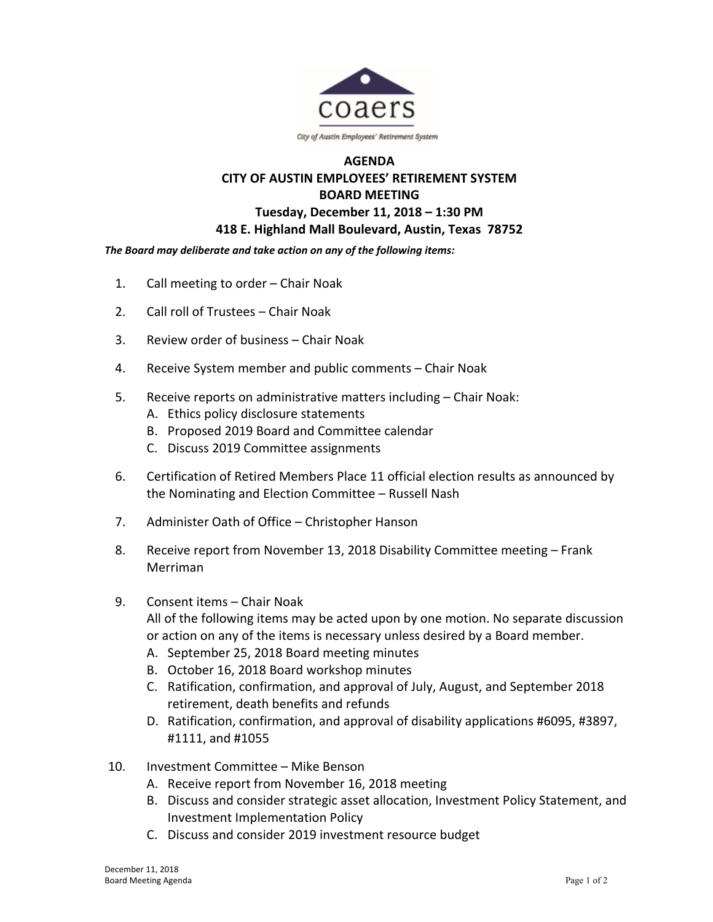coaers

City of Austin Employees' Retirement System

# AGENDA
## CITY OF AUSTIN EMPLOYEES' RETIREMENT SYSTEM
## BOARD MEETING
### Tuesday, December 11, 2018 – 1:30 PM
### 418 E. Highland Mall Boulevard, Austin, Texas 78752

***The Board may deliberate and take action on any of the following items:***

1. Call meeting to order – Chair Noak
2. Call roll of Trustees – Chair Noak
3. Review order of business – Chair Noak
4. Receive System member and public comments – Chair Noak
5. Receive reports on administrative matters including – Chair Noak:
   A. Ethics policy disclosure statements
   B. Proposed 2019 Board and Committee calendar
   C. Discuss 2019 Committee assignments
6. Certification of Retired Members Place 11 official election results as announced by the Nominating and Election Committee – Russell Nash
7. Administer Oath of Office – Christopher Hanson
8. Receive report from November 13, 2018 Disability Committee meeting – Frank Merriman
9. Consent items – Chair Noak
   All of the following items may be acted upon by one motion. No separate discussion or action on any of the items is necessary unless desired by a Board member.
   A. September 25, 2018 Board meeting minutes
   B. October 16, 2018 Board workshop minutes
   C. Ratification, confirmation, and approval of July, August, and September 2018 retirement, death benefits and refunds
   D. Ratification, confirmation, and approval of disability applications #6095, #3897, #1111, and #1055
10. Investment Committee – Mike Benson
    A. Receive report from November 16, 2018 meeting
    B. Discuss and consider strategic asset allocation, Investment Policy Statement, and Investment Implementation Policy
    C. Discuss and consider 2019 investment resource budget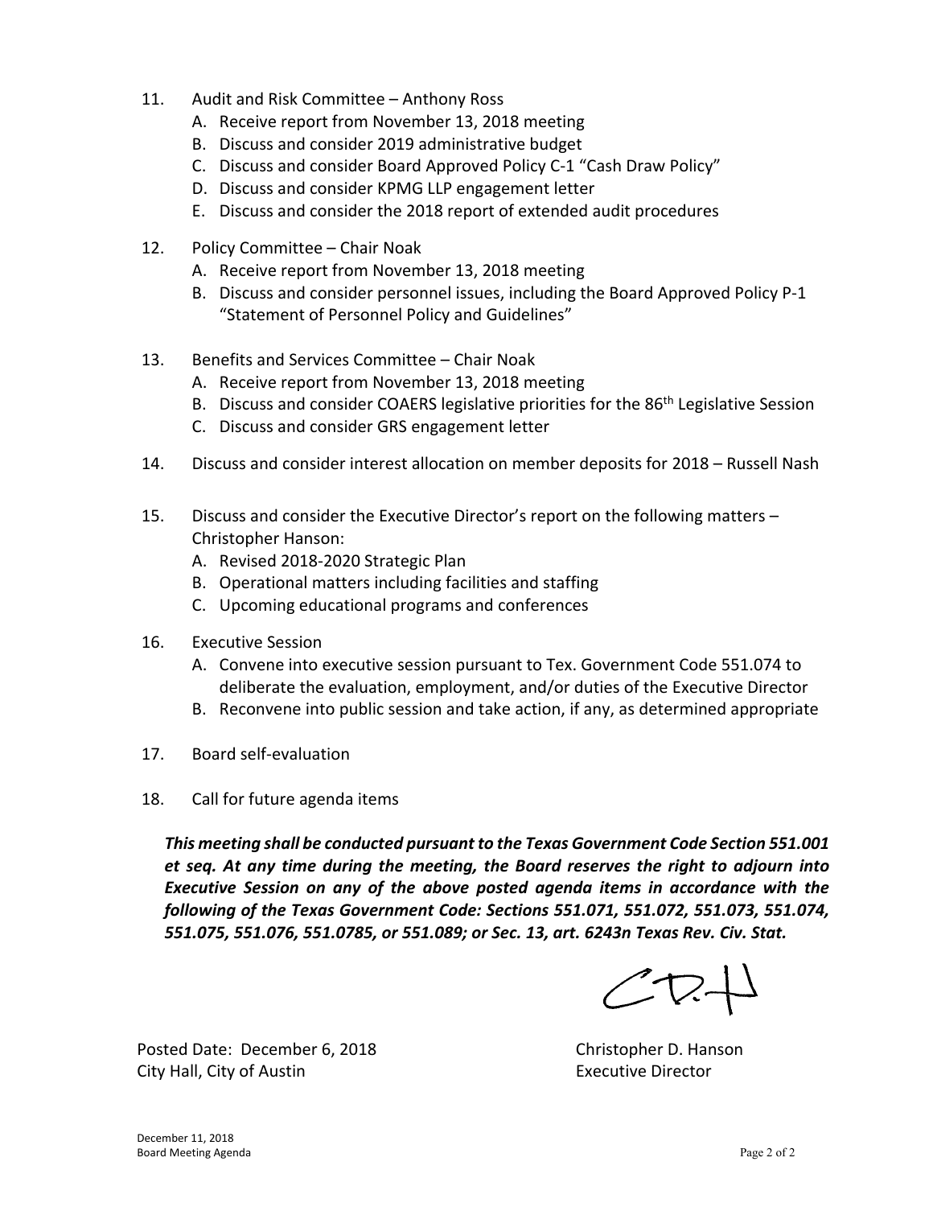11. Audit and Risk Committee – Anthony Ross
    A. Receive report from November 13, 2018 meeting
    B. Discuss and consider 2019 administrative budget
    C. Discuss and consider Board Approved Policy C-1 "Cash Draw Policy"
    D. Discuss and consider KPMG LLP engagement letter
    E. Discuss and consider the 2018 report of extended audit procedures

12. Policy Committee – Chair Noak
    A. Receive report from November 13, 2018 meeting
    B. Discuss and consider personnel issues, including the Board Approved Policy P-1 "Statement of Personnel Policy and Guidelines"

13. Benefits and Services Committee – Chair Noak
    A. Receive report from November 13, 2018 meeting
    B. Discuss and consider COAERS legislative priorities for the 86th Legislative Session
    C. Discuss and consider GRS engagement letter

14. Discuss and consider interest allocation on member deposits for 2018 – Russell Nash

15. Discuss and consider the Executive Director's report on the following matters – Christopher Hanson:
    A. Revised 2018-2020 Strategic Plan
    B. Operational matters including facilities and staffing
    C. Upcoming educational programs and conferences

16. Executive Session
    A. Convene into executive session pursuant to Tex. Government Code 551.074 to deliberate the evaluation, employment, and/or duties of the Executive Director
    B. Reconvene into public session and take action, if any, as determined appropriate

17. Board self-evaluation

18. Call for future agenda items

***This meeting shall be conducted pursuant to the Texas Government Code Section 551.001 et seq. At any time during the meeting, the Board reserves the right to adjourn into Executive Session on any of the above posted agenda items in accordance with the following of the Texas Government Code: Sections 551.071, 551.072, 551.073, 551.074, 551.075, 551.076, 551.0785, or 551.089; or Sec. 13, art. 6243n Texas Rev. Civ. Stat.***

Posted Date: December 6, 2018
City Hall, City of Austin

Christopher D. Hanson
Executive Director